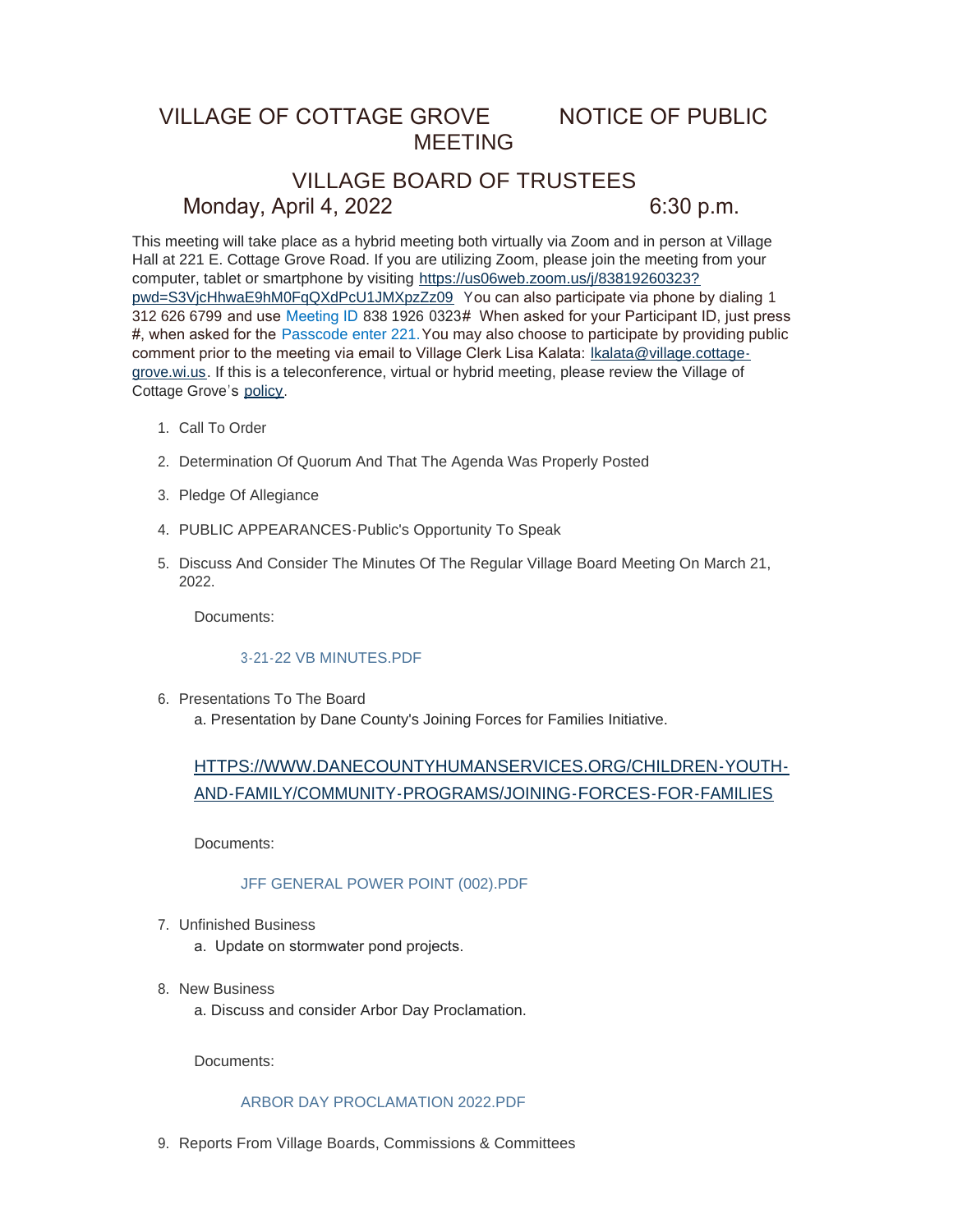# VILLAGE OF COTTAGE GROVE NOTICE OF PUBLIC MEETING

## VILLAGE BOARD OF TRUSTEES

Monday, April 4, 2022 6:30 p.m.

This meeting will take place as a hybrid meeting both virtually via Zoom and in person at Village Hall at 221 E. Cottage Grove Road. If you are utilizing Zoom, please join the meeting from your computer, tablet or smartphone by visiting https://us06web.zoom.us/j/83819260323?pwd=S3VjcHhwaE9hM0FqQXdPcU1JMXpzZz09 You can also participate via phone by dialing 1 312 626 6799 and use Meeting ID 838 1926 0323# When asked for your Participant ID, just press #, when asked for the Passcode enter 221. You may also choose to participate by providing public comment prior to the meeting via email to Village Clerk Lisa Kalata: lkalata@village.cottage-grove.wi.us. If this is a teleconference, virtual or hybrid meeting, please review the Village of Cottage Grove's policy.

1. Call To Order
2. Determination Of Quorum And That The Agenda Was Properly Posted
3. Pledge Of Allegiance
4. PUBLIC APPEARANCES-Public's Opportunity To Speak
5. Discuss And Consider The Minutes Of The Regular Village Board Meeting On March 21, 2022.

   Documents:

   3-21-22 VB MINUTES.PDF

6. Presentations To The Board

   a. Presentation by Dane County's Joining Forces for Families Initiative.

   HTTPS://WWW.DANECOUNTYHUMANSERVICES.ORG/CHILDREN-YOUTH-AND-FAMILY/COMMUNITY-PROGRAMS/JOINING-FORCES-FOR-FAMILIES

   Documents:

   JFF GENERAL POWER POINT (002).PDF

7. Unfinished Business

   a. Update on stormwater pond projects.

8. New Business

   a. Discuss and consider Arbor Day Proclamation.

   Documents:

   ARBOR DAY PROCLAMATION 2022.PDF

9. Reports From Village Boards, Commissions & Committees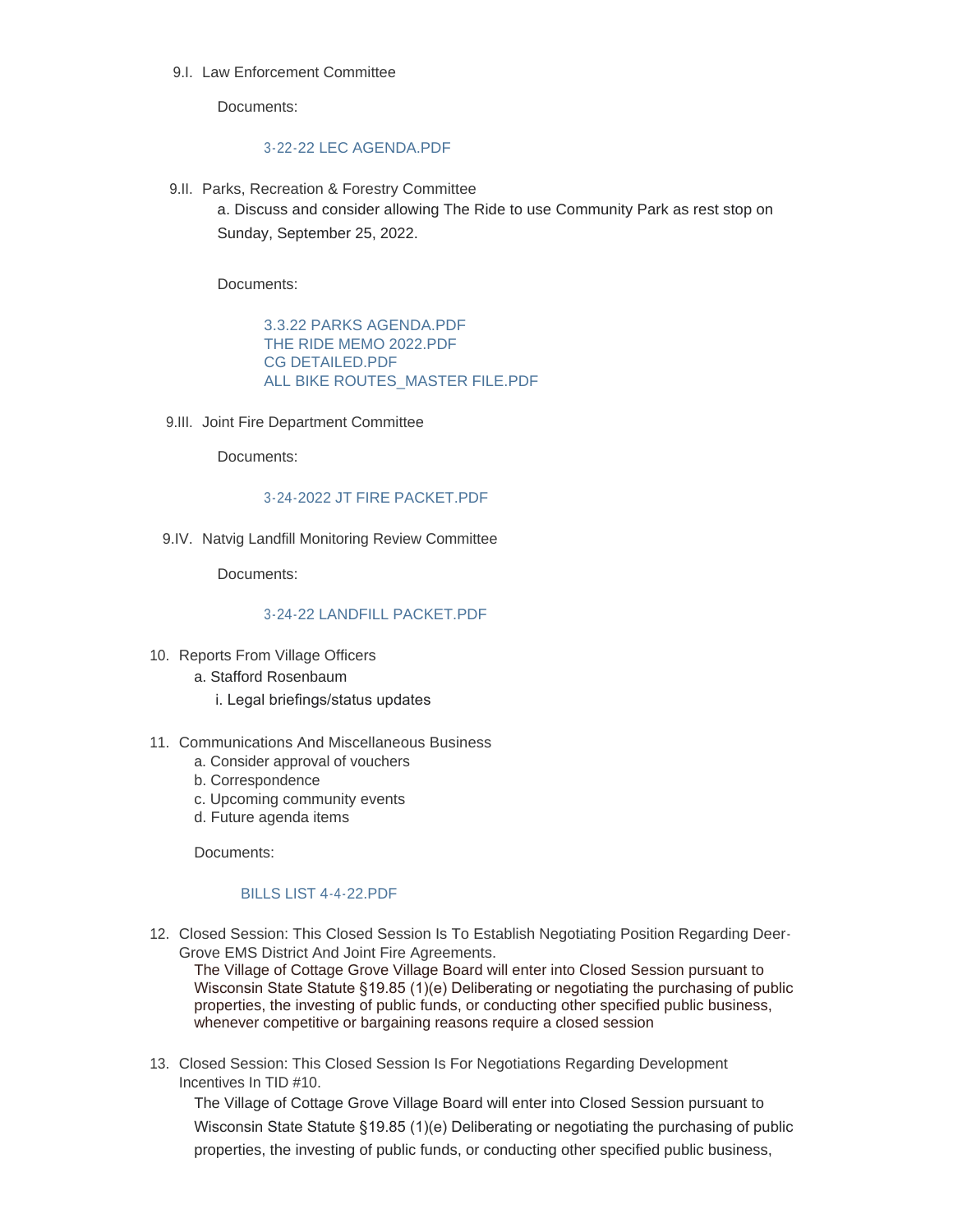9.I. Law Enforcement Committee

Documents:

3-22-22 LEC AGENDA.PDF

9.II. Parks, Recreation & Forestry Committee

a. Discuss and consider allowing The Ride to use Community Park as rest stop on Sunday, September 25, 2022.

Documents:

3.3.22 PARKS AGENDA.PDF
THE RIDE MEMO 2022.PDF
CG DETAILED.PDF
ALL BIKE ROUTES_MASTER FILE.PDF

9.III. Joint Fire Department Committee

Documents:

3-24-2022 JT FIRE PACKET.PDF

9.IV. Natvig Landfill Monitoring Review Committee

Documents:

3-24-22 LANDFILL PACKET.PDF

10. Reports From Village Officers
    a. Stafford Rosenbaum
        i. Legal briefings/status updates

11. Communications And Miscellaneous Business
    a. Consider approval of vouchers
    b. Correspondence
    c. Upcoming community events
    d. Future agenda items

    Documents:

    BILLS LIST 4-4-22.PDF

12. Closed Session: This Closed Session Is To Establish Negotiating Position Regarding Deer-Grove EMS District And Joint Fire Agreements.
    The Village of Cottage Grove Village Board will enter into Closed Session pursuant to Wisconsin State Statute §19.85 (1)(e) Deliberating or negotiating the purchasing of public properties, the investing of public funds, or conducting other specified public business, whenever competitive or bargaining reasons require a closed session

13. Closed Session: This Closed Session Is For Negotiations Regarding Development Incentives In TID #10.
    The Village of Cottage Grove Village Board will enter into Closed Session pursuant to Wisconsin State Statute §19.85 (1)(e) Deliberating or negotiating the purchasing of public properties, the investing of public funds, or conducting other specified public business,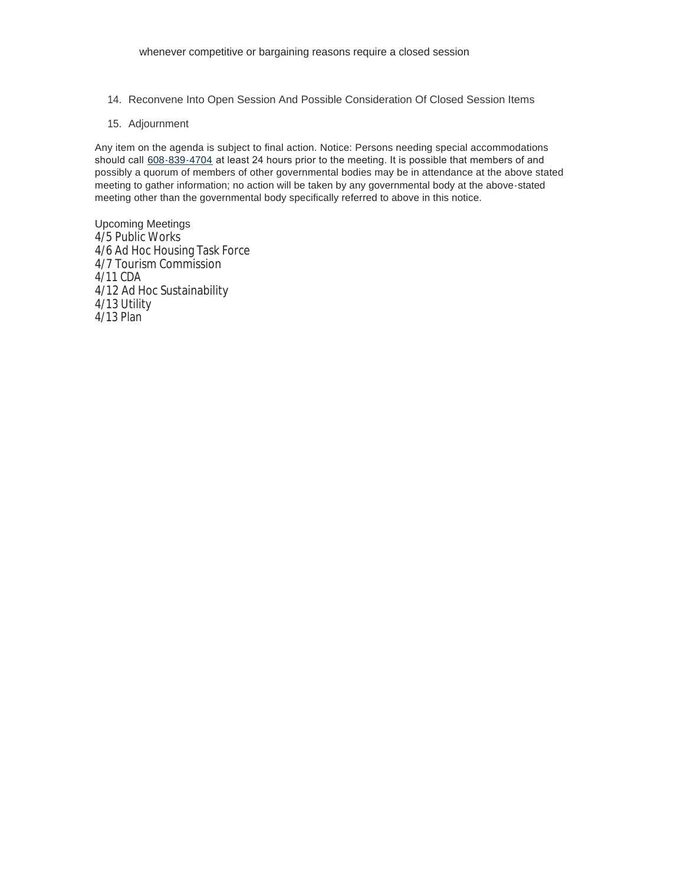whenever competitive or bargaining reasons require a closed session

14. Reconvene Into Open Session And Possible Consideration Of Closed Session Items

15. Adjournment

Any item on the agenda is subject to final action. Notice: Persons needing special accommodations should call 608-839-4704 at least 24 hours prior to the meeting. It is possible that members of and possibly a quorum of members of other governmental bodies may be in attendance at the above stated meeting to gather information; no action will be taken by any governmental body at the above-stated meeting other than the governmental body specifically referred to above in this notice.

Upcoming Meetings
4/5 Public Works
4/6 Ad Hoc Housing Task Force
4/7 Tourism Commission
4/11 CDA
4/12 Ad Hoc Sustainability
4/13 Utility
4/13 Plan